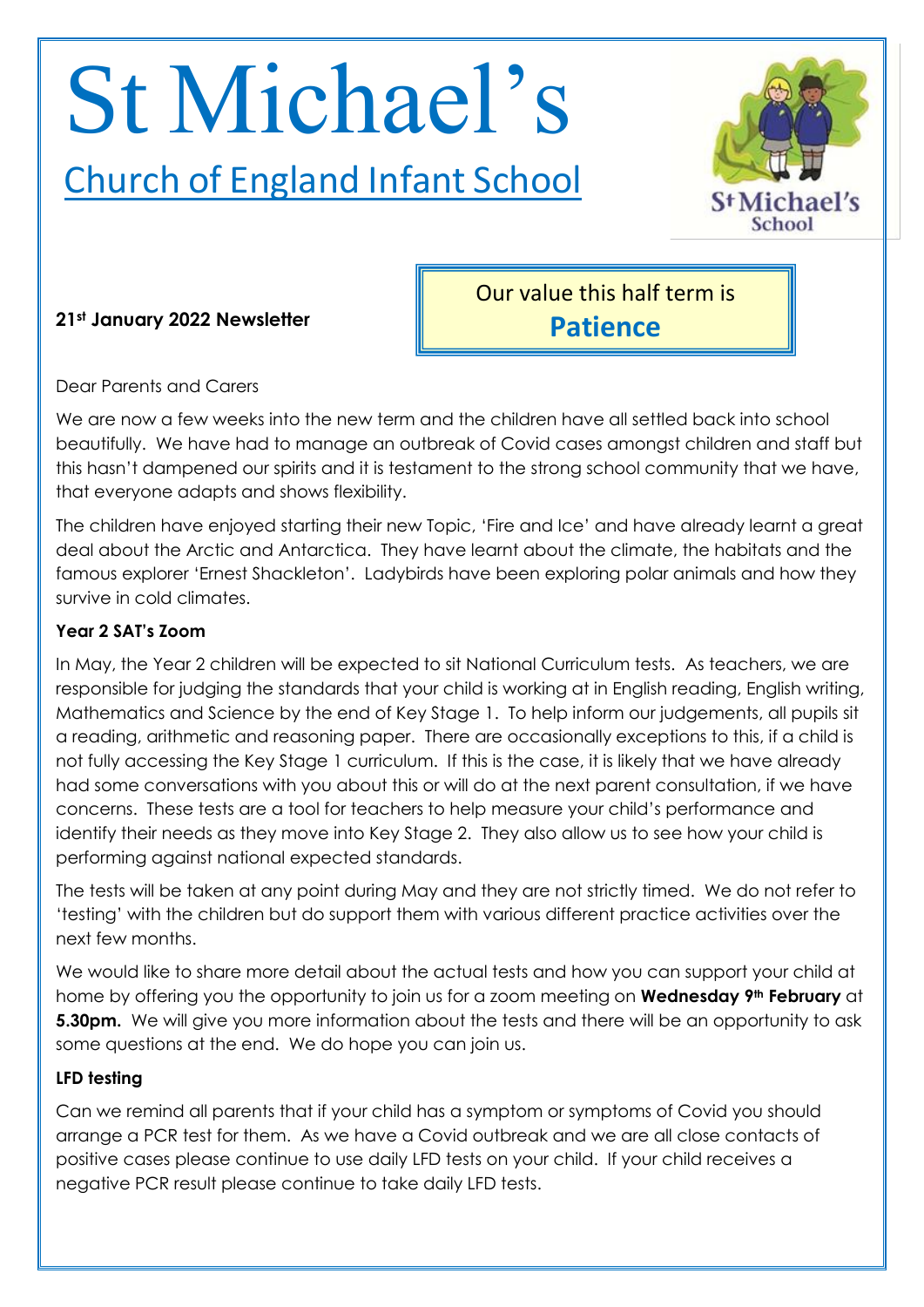# St Michael's

## Church of England Infant School

**21st January 2022 Newsletter**

Our value this half term is **Patience**

Dear Parents and Carers

We are now a few weeks into the new term and the children have all settled back into school beautifully. We have had to manage an outbreak of Covid cases amongst children and staff but this hasn't dampened our spirits and it is testament to the strong school community that we have, that everyone adapts and shows flexibility.

The children have enjoyed starting their new Topic, 'Fire and Ice' and have already learnt a great deal about the Arctic and Antarctica. They have learnt about the climate, the habitats and the famous explorer 'Ernest Shackleton'. Ladybirds have been exploring polar animals and how they survive in cold climates.

### Year 2 SAT's Zoom

In May, the Year 2 children will be expected to sit National Curriculum tests. As teachers, we are responsible for judging the standards that your child is working at in English reading, English writing, Mathematics and Science by the end of Key Stage 1. To help inform our judgements, all pupils sit a reading, arithmetic and reasoning paper. There are occasionally exceptions to this, if a child is not fully accessing the Key Stage 1 curriculum. If this is the case, it is likely that we have already had some conversations with you about this or will do at the next parent consultation, if we have concerns. These tests are a tool for teachers to help measure your child's performance and identify their needs as they move into Key Stage 2. They also allow us to see how your child is performing against national expected standards.

The tests will be taken at any point during May and they are not strictly timed. We do not refer to 'testing' with the children but do support them with various different practice activities over the next few months.

We would like to share more detail about the actual tests and how you can support your child at home by offering you the opportunity to join us for a zoom meeting on **Wednesday 9th February** at **5.30pm.** We will give you more information about the tests and there will be an opportunity to ask some questions at the end. We do hope you can join us.

### LFD testing

Can we remind all parents that if your child has a symptom or symptoms of Covid you should arrange a PCR test for them. As we have a Covid outbreak and we are all close contacts of positive cases please continue to use daily LFD tests on your child. If your child receives a negative PCR result please continue to take daily LFD tests.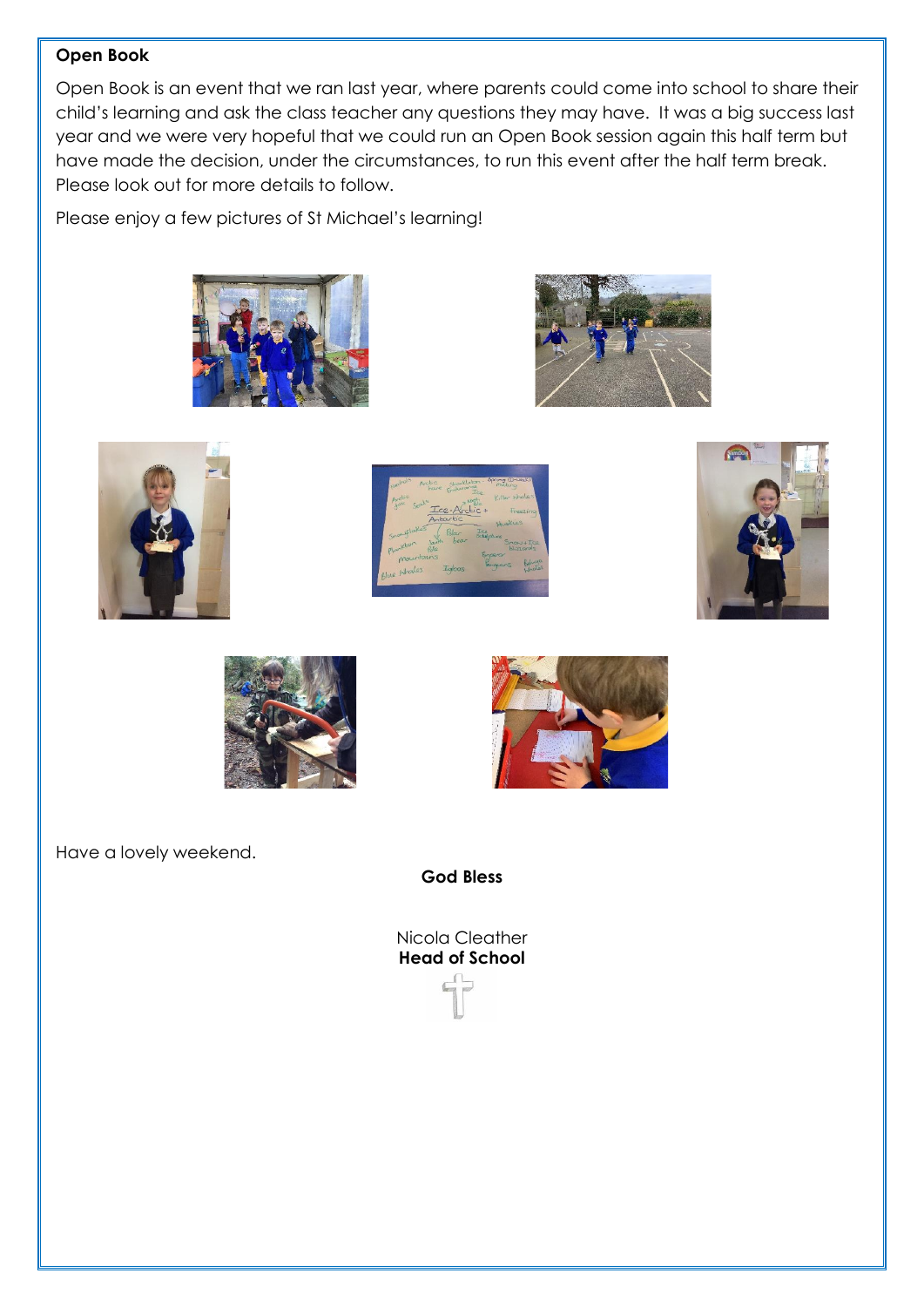**Open Book**

Open Book is an event that we ran last year, where parents could come into school to share their child's learning and ask the class teacher any questions they may have. It was a big success last year and we were very hopeful that we could run an Open Book session again this half term but have made the decision, under the circumstances, to run this event after the half term break. Please look out for more details to follow.

Please enjoy a few pictures of St Michael's learning!

Have a lovely weekend.

**God Bless**

Nicola Cleather
**Head of School**